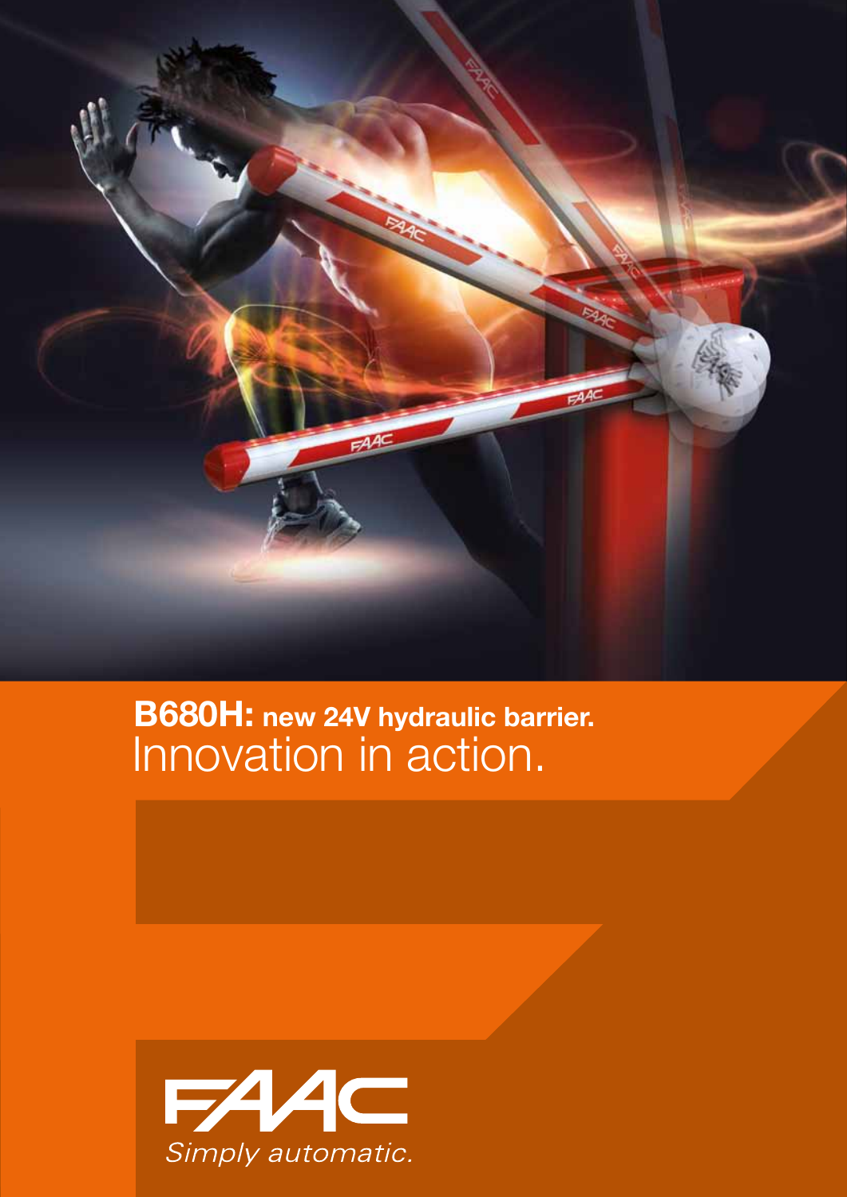# B680H: new 24V hydraulic barrier.

Innovation in action.

FAAC

*Simply automatic.*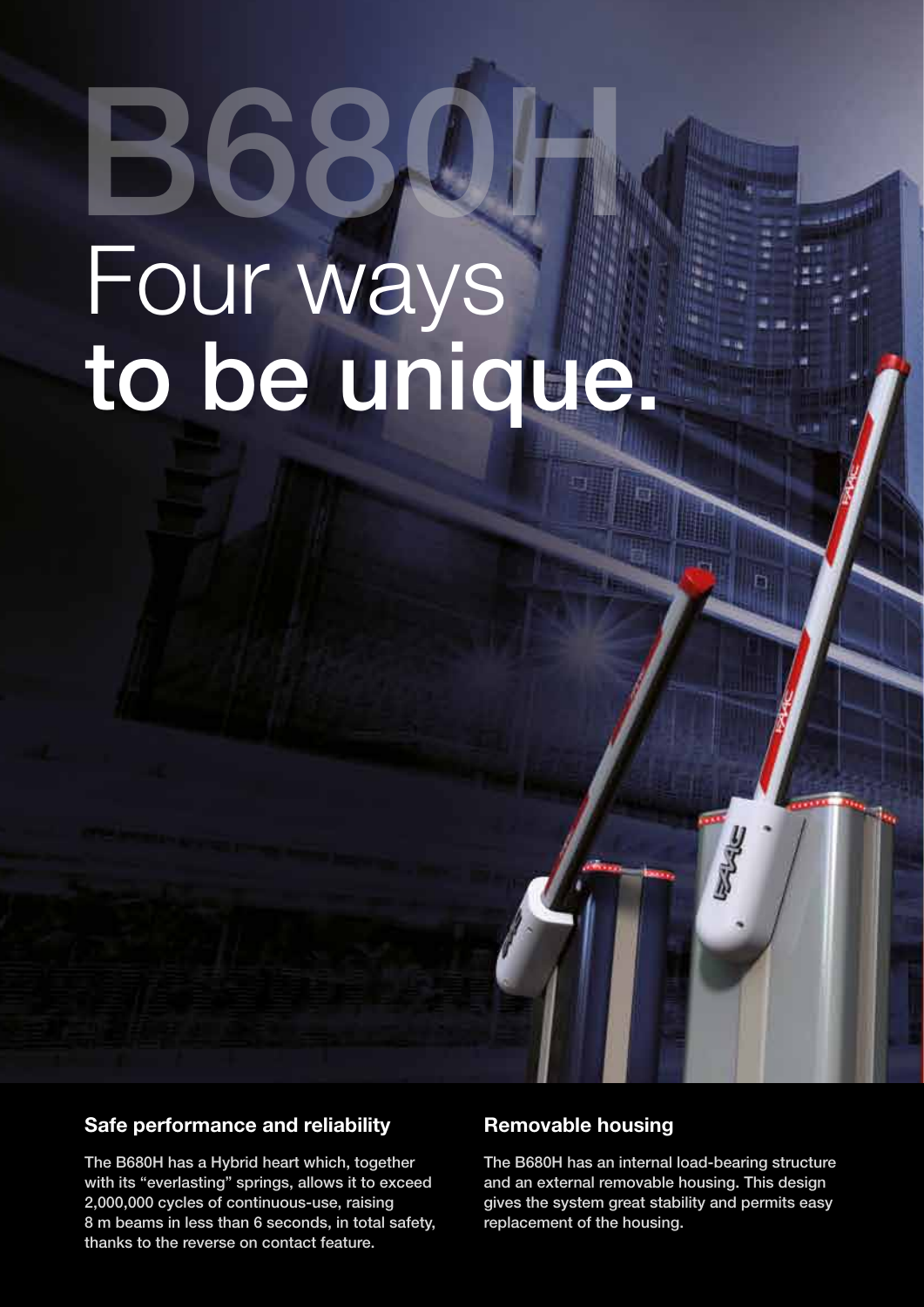# B680H

# Four ways **to be unique.**

### Safe performance and reliability

The B680H has a Hybrid heart which, together with its "everlasting" springs, allows it to exceed 2,000,000 cycles of continuous-use, raising 8 m beams in less than 6 seconds, in total safety, thanks to the reverse on contact feature.

### Removable housing

The B680H has an internal load-bearing structure and an external removable housing. This design gives the system great stability and permits easy replacement of the housing.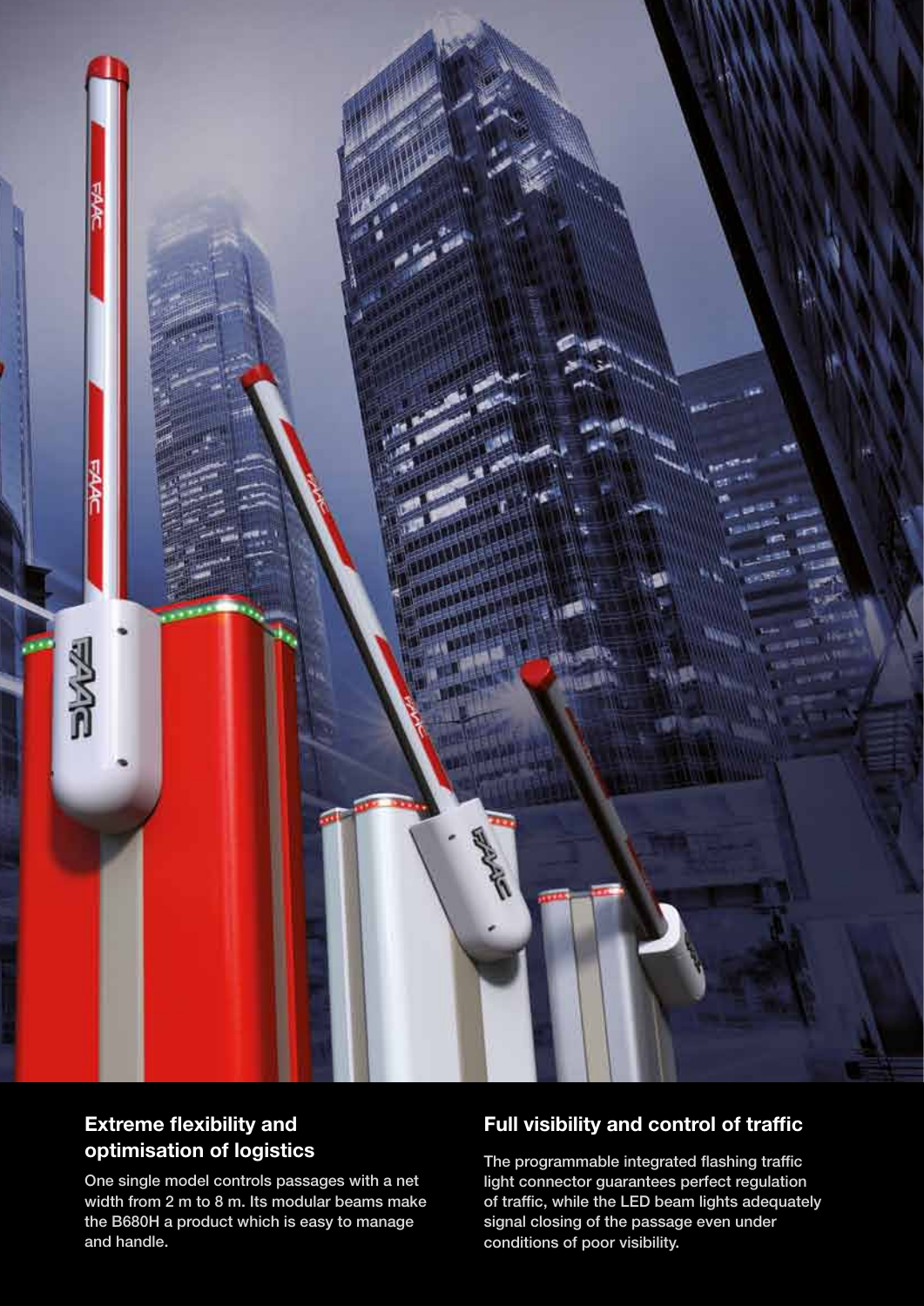## Extreme flexibility and optimisation of logistics

One single model controls passages with a net width from 2 m to 8 m. Its modular beams make the B680H a product which is easy to manage and handle.

## Full visibility and control of traffic

The programmable integrated flashing traffic light connector guarantees perfect regulation of traffic, while the LED beam lights adequately signal closing of the passage even under conditions of poor visibility.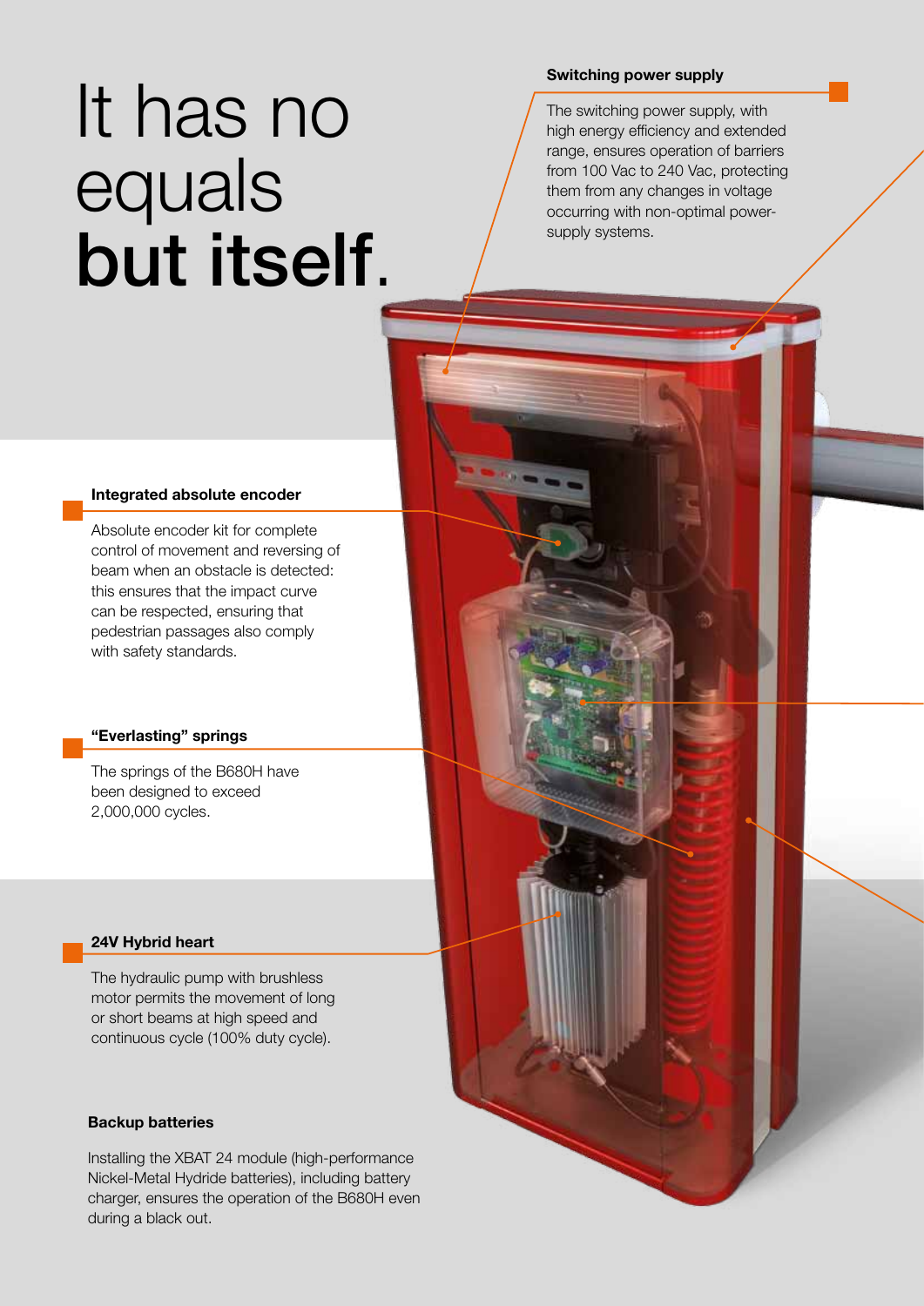# It has no equals **but itself**.

**Switching power supply**

The switching power supply, with high energy efficiency and extended range, ensures operation of barriers from 100 Vac to 240 Vac, protecting them from any changes in voltage occurring with non-optimal power-supply systems.

**Integrated absolute encoder**

Absolute encoder kit for complete control of movement and reversing of beam when an obstacle is detected: this ensures that the impact curve can be respected, ensuring that pedestrian passages also comply with safety standards.

**“Everlasting” springs**

The springs of the B680H have been designed to exceed 2,000,000 cycles.

**24V Hybrid heart**

The hydraulic pump with brushless motor permits the movement of long or short beams at high speed and continuous cycle (100% duty cycle).

**Backup batteries**

Installing the XBAT 24 module (high-performance Nickel-Metal Hydride batteries), including battery charger, ensures the operation of the B680H even during a black out.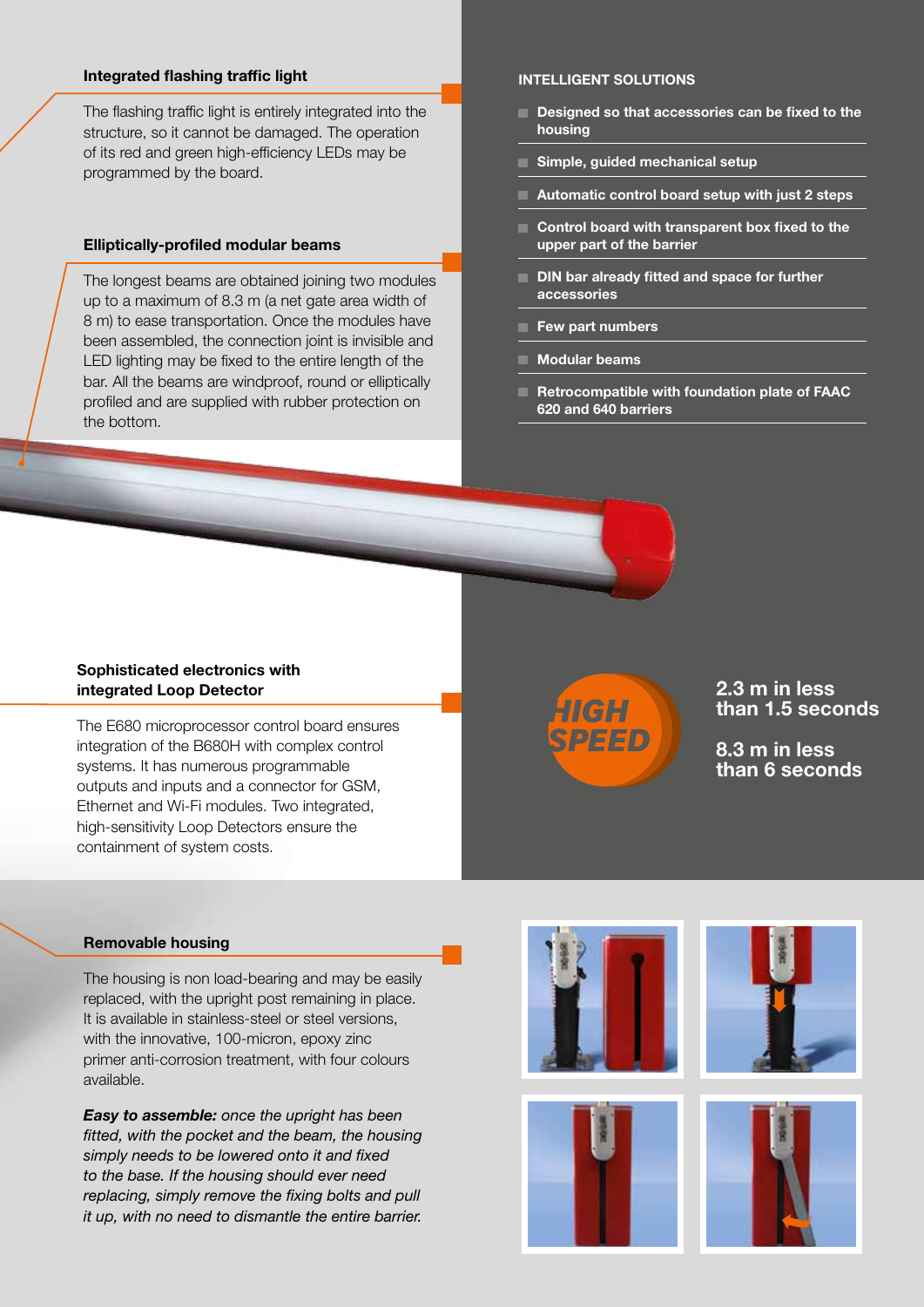### Integrated flashing traffic light

The flashing traffic light is entirely integrated into the structure, so it cannot be damaged. The operation of its red and green high-efficiency LEDs may be programmed by the board.

### Elliptically-profiled modular beams

The longest beams are obtained joining two modules up to a maximum of 8.3 m (a net gate area width of 8 m) to ease transportation. Once the modules have been assembled, the connection joint is invisible and LED lighting may be fixed to the entire length of the bar. All the beams are windproof, round or elliptically profiled and are supplied with rubber protection on the bottom.

### INTELLIGENT SOLUTIONS

- **Designed so that accessories can be fixed to the housing**
- **Simple, guided mechanical setup**
- **Automatic control board setup with just 2 steps**
- **Control board with transparent box fixed to the upper part of the barrier**
- **DIN bar already fitted and space for further accessories**
- **Few part numbers**
- **Modular beams**
- **Retrocompatible with foundation plate of FAAC 620 and 640 barriers**

### Sophisticated electronics with integrated Loop Detector

The E680 microprocessor control board ensures integration of the B680H with complex control systems. It has numerous programmable outputs and inputs and a connector for GSM, Ethernet and Wi-Fi modules. Two integrated, high-sensitivity Loop Detectors ensure the containment of system costs.

**HIGH SPEED**

**2.3 m in less than 1.5 seconds**

**8.3 m in less than 6 seconds**

### Removable housing

The housing is non load-bearing and may be easily replaced, with the upright post remaining in place. It is available in stainless-steel or steel versions, with the innovative, 100-micron, epoxy zinc primer anti-corrosion treatment, with four colours available.

***Easy to assemble:*** *once the upright has been fitted, with the pocket and the beam, the housing simply needs to be lowered onto it and fixed to the base. If the housing should ever need replacing, simply remove the fixing bolts and pull it up, with no need to dismantle the entire barrier.*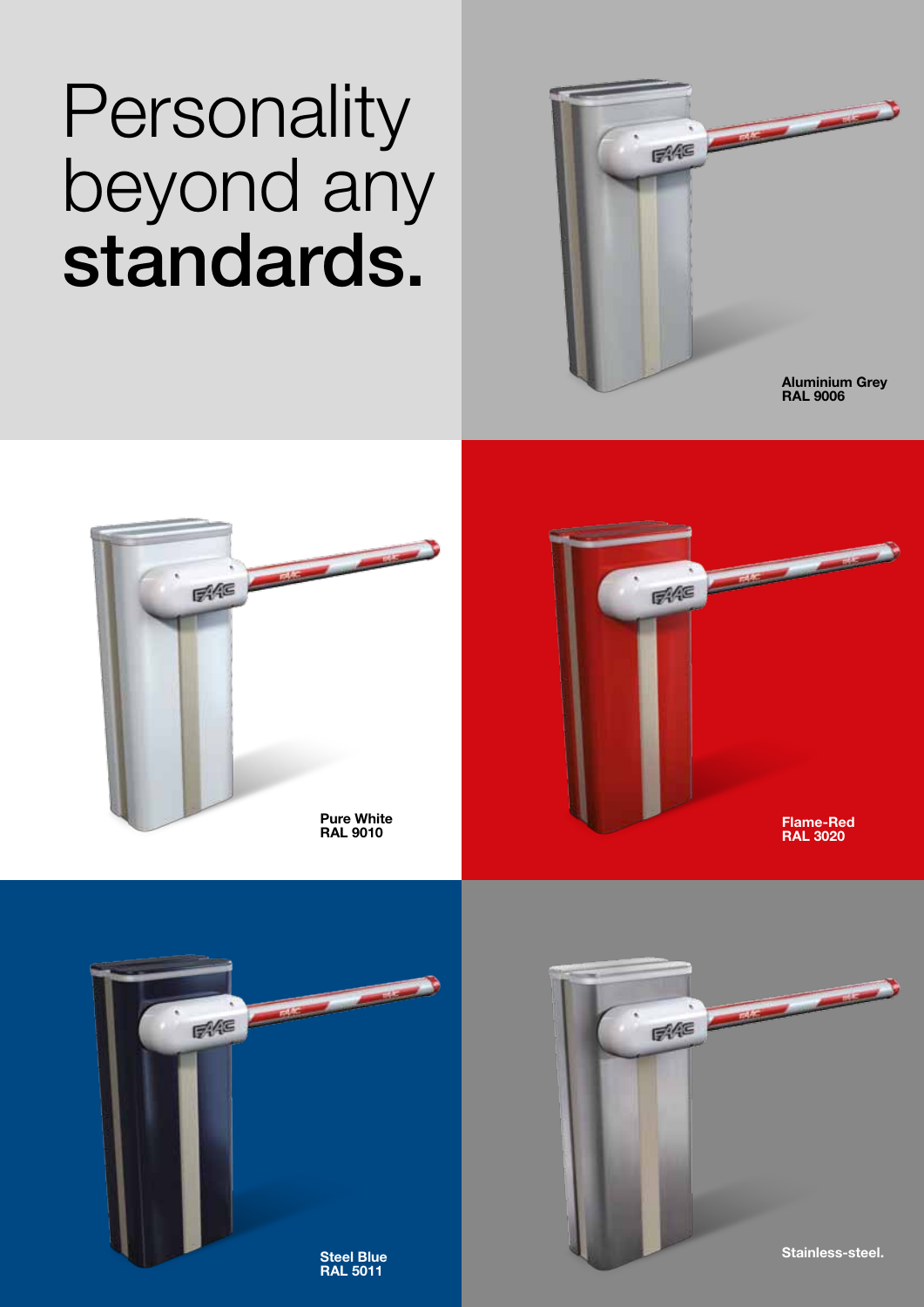# Personality beyond any **standards.**

**Aluminium Grey**
**RAL 9006**

**Pure White**
**RAL 9010**

**Flame-Red**
**RAL 3020**

**Steel Blue**
**RAL 5011**

**Stainless-steel.**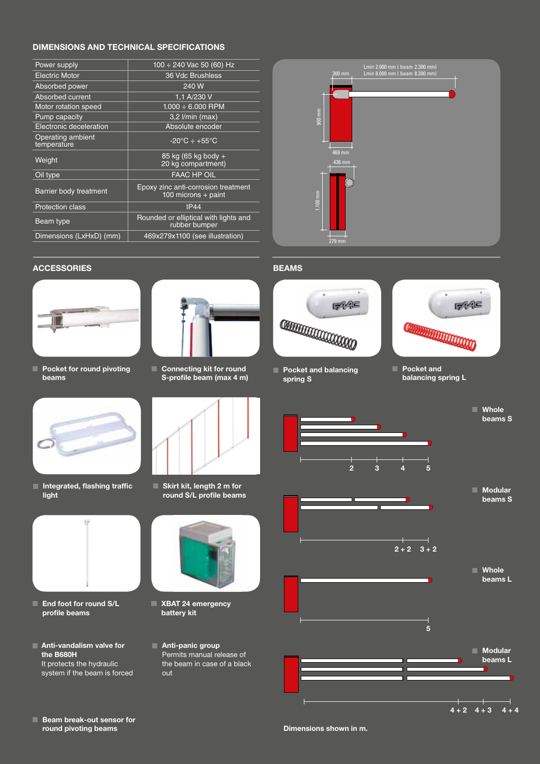## DIMENSIONS AND TECHNICAL SPECIFICATIONS

| | |
|---|---|
| Power supply | 100 ÷ 240 Vac 50 (60) Hz |
| Electric Motor | 36 Vdc Brushless |
| Absorbed power | 240 W |
| Absorbed current | 1,1 A/230 V |
| Motor rotation speed | 1.000 ÷ 6.000 RPM |
| Pump capacity | 3,2 l/min (max) |
| Electronic deceleration | Absolute encoder |
| Operating ambient temperature | -20°C ÷ +55°C |
| Weight | 85 kg (65 kg body + 20 kg compartment) |
| Oil type | FAAC HP OIL |
| Barrier body treatment | Epoxy zinc anti-corrosion treatment 100 microns + paint |
| Protection class | IP44 |
| Beam type | Rounded or elliptical with lights and rubber bumper |
| Dimensions (LxHxD) (mm) | 469x279x1100 (see illustration) |

Lmin 2.000 mm ( beam 2.300 mm)
Lmax 8.000 mm ( beam 8.300 mm)
300 mm
900 mm
469 mm
436 mm
1.100 mm
279 mm

## ACCESSORIES

- Pocket for round pivoting beams
- Connecting kit for round S-profile beam (max 4 m)
- Integrated, flashing traffic light
- Skirt kit, length 2 m for round S/L profile beams
- End foot for round S/L profile beams
- XBAT 24 emergency battery kit
- **Anti-vandalism valve for the B680H**
  It protects the hydraulic system if the beam is forced
- **Anti-panic group**
  Permits manual release of the beam in case of a black out
- Beam break-out sensor for round pivoting beams

## BEAMS

- Pocket and balancing spring S
- Pocket and balancing spring L

**Whole beams S**: 2, 3, 4, 5

**Modular beams S**: 2 + 2, 3 + 2

**Whole beams L**: 5

**Modular beams L**: 4 + 2, 4 + 3, 4 + 4

Dimensions shown in m.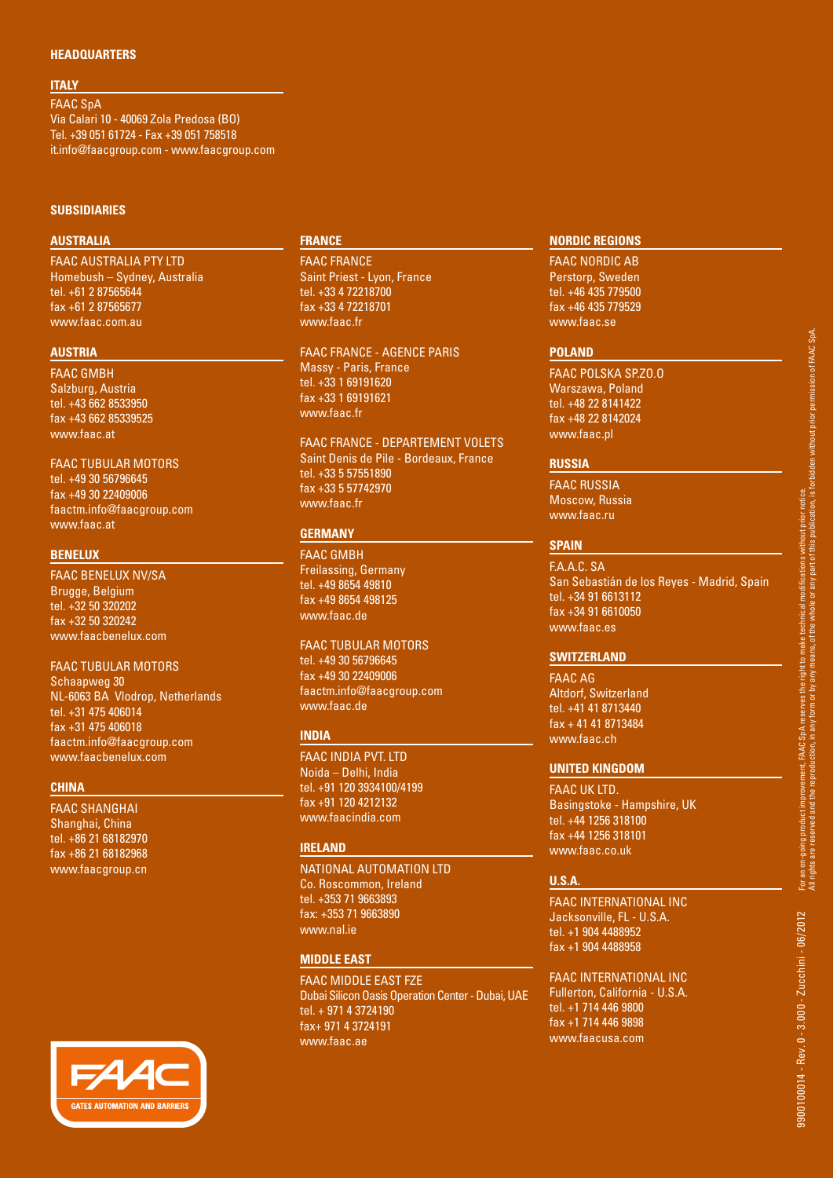## HEADQUARTERS

### ITALY

FAAC SpA
Via Calari 10 - 40069 Zola Predosa (BO)
Tel. +39 051 61724 - Fax +39 051 758518
it.info@faacgroup.com - www.faacgroup.com

## SUBSIDIARIES

### AUSTRALIA

FAAC AUSTRALIA PTY LTD
Homebush – Sydney, Australia
tel. +61 2 87565644
fax +61 2 87565677
www.faac.com.au

### AUSTRIA

FAAC GMBH
Salzburg, Austria
tel. +43 662 8533950
fax +43 662 85339525
www.faac.at

FAAC TUBULAR MOTORS
tel. +49 30 56796645
fax +49 30 22409006
faactm.info@faacgroup.com
www.faac.at

### BENELUX

FAAC BENELUX NV/SA
Brugge, Belgium
tel. +32 50 320202
fax +32 50 320242
www.faacbenelux.com

FAAC TUBULAR MOTORS
Schaapweg 30
NL-6063 BA Vlodrop, Netherlands
tel. +31 475 406014
fax +31 475 406018
faactm.info@faacgroup.com
www.faacbenelux.com

### CHINA

FAAC SHANGHAI
Shanghai, China
tel. +86 21 68182970
fax +86 21 68182968
www.faacgroup.cn

### FRANCE

FAAC FRANCE
Saint Priest - Lyon, France
tel. +33 4 72218700
fax +33 4 72218701
www.faac.fr

FAAC FRANCE - AGENCE PARIS
Massy - Paris, France
tel. +33 1 69191620
fax +33 1 69191621
www.faac.fr

FAAC FRANCE - DEPARTEMENT VOLETS
Saint Denis de Pile - Bordeaux, France
tel. +33 5 57551890
fax +33 5 57742970
www.faac.fr

### GERMANY

FAAC GMBH
Freilassing, Germany
tel. +49 8654 49810
fax +49 8654 498125
www.faac.de

FAAC TUBULAR MOTORS
tel. +49 30 56796645
fax +49 30 22409006
faactm.info@faacgroup.com
www.faac.de

### INDIA

FAAC INDIA PVT. LTD
Noida – Delhi, India
tel. +91 120 3934100/4199
fax +91 120 4212132
www.faacindia.com

### IRELAND

NATIONAL AUTOMATION LTD
Co. Roscommon, Ireland
tel. +353 71 9663893
fax: +353 71 9663890
www.nal.ie

### MIDDLE EAST

FAAC MIDDLE EAST FZE
Dubai Silicon Oasis Operation Center - Dubai, UAE
tel. + 971 4 3724190
fax+ 971 4 3724191
www.faac.ae

### NORDIC REGIONS

FAAC NORDIC AB
Perstorp, Sweden
tel. +46 435 779500
fax +46 435 779529
www.faac.se

### POLAND

FAAC POLSKA SP.ZO.O
Warszawa, Poland
tel. +48 22 8141422
fax +48 22 8142024
www.faac.pl

### RUSSIA

FAAC RUSSIA
Moscow, Russia
www.faac.ru

### SPAIN

F.A.A.C. SA
San Sebastián de los Reyes - Madrid, Spain
tel. +34 91 6613112
fax +34 91 6610050
www.faac.es

### SWITZERLAND

FAAC AG
Altdorf, Switzerland
tel. +41 41 8713440
fax + 41 41 8713484
www.faac.ch

### UNITED KINGDOM

FAAC UK LTD.
Basingstoke - Hampshire, UK
tel. +44 1256 318100
fax +44 1256 318101
www.faac.co.uk

### U.S.A.

FAAC INTERNATIONAL INC
Jacksonville, FL - U.S.A.
tel. +1 904 4488952
fax +1 904 4488958

FAAC INTERNATIONAL INC
Fullerton, California - U.S.A.
tel. +1 714 446 9800
fax +1 714 446 9898
www.faacusa.com

FAAC
GATES AUTOMATION AND BARRIERS

For an on-going product improvement, FAAC SpA reserves the right to make technical modifications without prior notice.
All rights are reserved and the reproduction, in any form or by any means, of the whole or any part of this publication, is forbidden without prior permission of FAAC SpA.

9900100014 - Rev. 0 - 3.000 - Zucchini - 06/2012